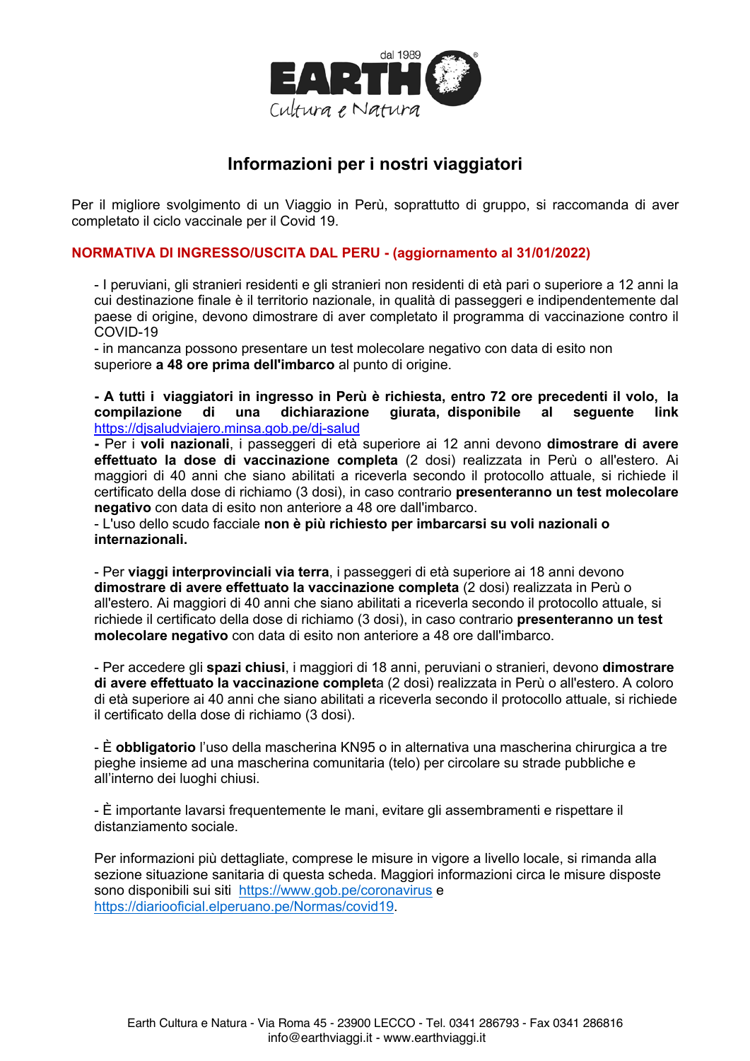# Informazioni per i nostri viaggiatori

Per il migliore svolgimento di un Viaggio in Perù, soprattutto di gruppo, si raccomanda di aver completato il ciclo vaccinale per il Covid 19.

## NORMATIVA DI INGRESSO/USCITA DAL PERU - (aggiornamento al 31/01/2022)

- I peruviani, gli stranieri residenti e gli stranieri non residenti di età pari o superiore a 12 anni la cui destinazione finale è il territorio nazionale, in qualità di passeggeri e indipendentemente dal paese di origine, devono dimostrare di aver completato il programma di vaccinazione contro il COVID-19
- in mancanza possono presentare un test molecolare negativo con data di esito non superiore **a 48 ore prima dell'imbarco** al punto di origine.

**- A tutti i viaggiatori in ingresso in Perù è richiesta, entro 72 ore precedenti il volo, la compilazione di una dichiarazione giurata, disponibile al seguente link** https://djsaludviajero.minsa.gob.pe/dj-salud
**-** Per i **voli nazionali**, i passeggeri di età superiore ai 12 anni devono **dimostrare di avere effettuato la dose di vaccinazione completa** (2 dosi) realizzata in Perù o all'estero. Ai maggiori di 40 anni che siano abilitati a riceverla secondo il protocollo attuale, si richiede il certificato della dose di richiamo (3 dosi), in caso contrario **presenteranno un test molecolare negativo** con data di esito non anteriore a 48 ore dall'imbarco.
- L'uso dello scudo facciale **non è più richiesto per imbarcarsi su voli nazionali o internazionali.**

- Per **viaggi interprovinciali via terra**, i passeggeri di età superiore ai 18 anni devono **dimostrare di avere effettuato la vaccinazione completa** (2 dosi) realizzata in Perù o all'estero. Ai maggiori di 40 anni che siano abilitati a riceverla secondo il protocollo attuale, si richiede il certificato della dose di richiamo (3 dosi), in caso contrario **presenteranno un test molecolare negativo** con data di esito non anteriore a 48 ore dall'imbarco.

- Per accedere gli **spazi chiusi**, i maggiori di 18 anni, peruviani o stranieri, devono **dimostrare di avere effettuato la vaccinazione complet**a (2 dosi) realizzata in Perù o all'estero. A coloro di età superiore ai 40 anni che siano abilitati a riceverla secondo il protocollo attuale, si richiede il certificato della dose di richiamo (3 dosi).

- È **obbligatorio** l'uso della mascherina KN95 o in alternativa una mascherina chirurgica a tre pieghe insieme ad una mascherina comunitaria (telo) per circolare su strade pubbliche e all'interno dei luoghi chiusi.

- È importante lavarsi frequentemente le mani, evitare gli assembramenti e rispettare il distanziamento sociale.

Per informazioni più dettagliate, comprese le misure in vigore a livello locale, si rimanda alla sezione situazione sanitaria di questa scheda. Maggiori informazioni circa le misure disposte sono disponibili sui siti https://www.gob.pe/coronavirus e https://diariooficial.elperuano.pe/Normas/covid19.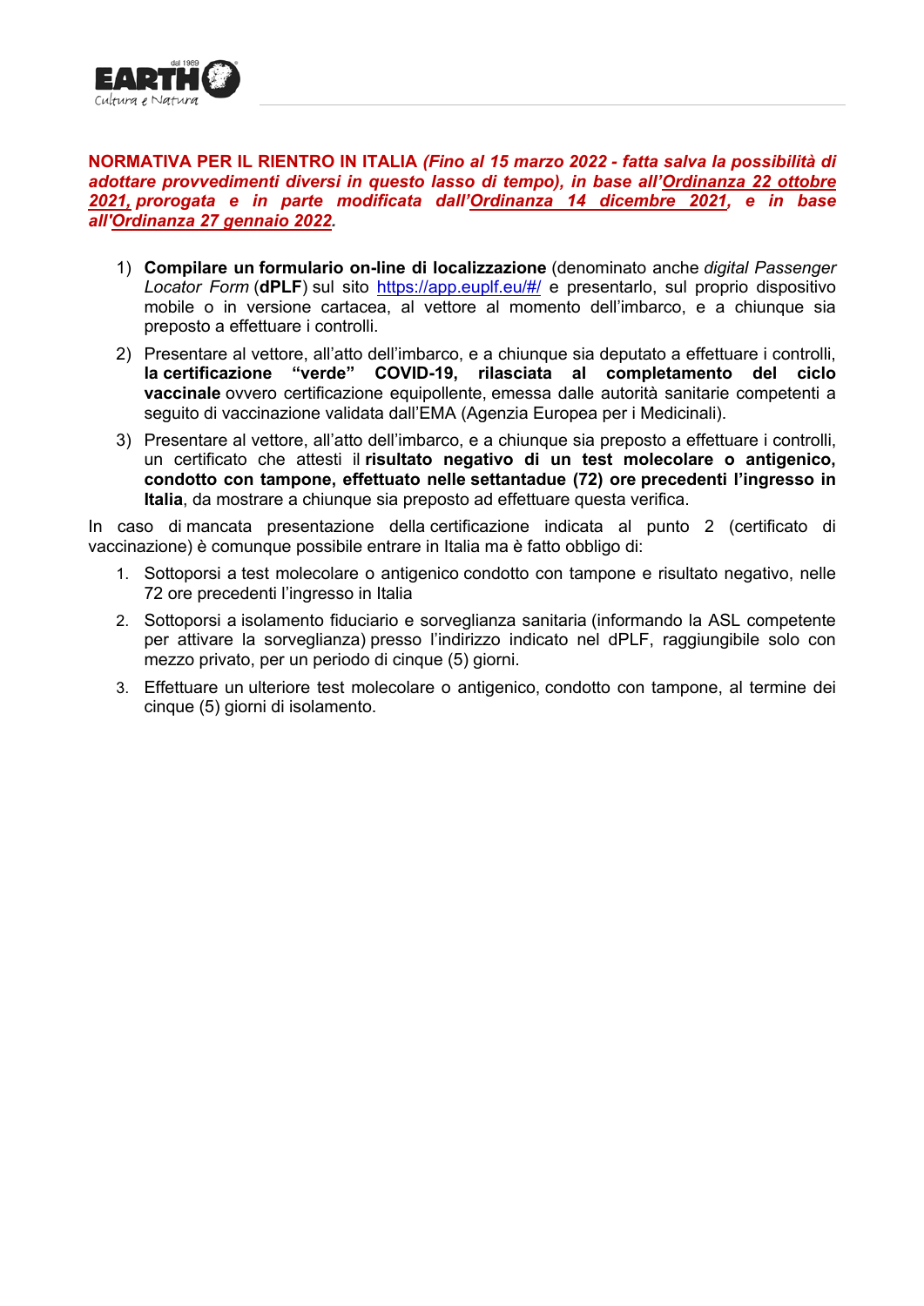**NORMATIVA PER IL RIENTRO IN ITALIA *(Fino al 15 marzo 2022 - fatta salva la possibilità di adottare provvedimenti diversi in questo lasso di tempo), in base all'Ordinanza 22 ottobre 2021, prorogata e in parte modificata dall'Ordinanza 14 dicembre 2021, e in base all'Ordinanza 27 gennaio 2022.***

1) **Compilare un formulario on-line di localizzazione** (denominato anche *digital Passenger Locator Form* (**dPLF**) sul sito https://app.euplf.eu/#/ e presentarlo, sul proprio dispositivo mobile o in versione cartacea, al vettore al momento dell'imbarco, e a chiunque sia preposto a effettuare i controlli.
2) Presentare al vettore, all'atto dell'imbarco, e a chiunque sia deputato a effettuare i controlli, **la certificazione "verde" COVID-19, rilasciata al completamento del ciclo vaccinale** ovvero certificazione equipollente, emessa dalle autorità sanitarie competenti a seguito di vaccinazione validata dall'EMA (Agenzia Europea per i Medicinali).
3) Presentare al vettore, all'atto dell'imbarco, e a chiunque sia preposto a effettuare i controlli, un certificato che attesti il **risultato negativo di un test molecolare o antigenico, condotto con tampone, effettuato nelle settantadue (72) ore precedenti l'ingresso in Italia**, da mostrare a chiunque sia preposto ad effettuare questa verifica.

In caso di mancata presentazione della certificazione indicata al punto 2 (certificato di vaccinazione) è comunque possibile entrare in Italia ma è fatto obbligo di:

1. Sottoporsi a test molecolare o antigenico condotto con tampone e risultato negativo, nelle 72 ore precedenti l'ingresso in Italia
2. Sottoporsi a isolamento fiduciario e sorveglianza sanitaria (informando la ASL competente per attivare la sorveglianza) presso l'indirizzo indicato nel dPLF, raggiungibile solo con mezzo privato, per un periodo di cinque (5) giorni.
3. Effettuare un ulteriore test molecolare o antigenico, condotto con tampone, al termine dei cinque (5) giorni di isolamento.